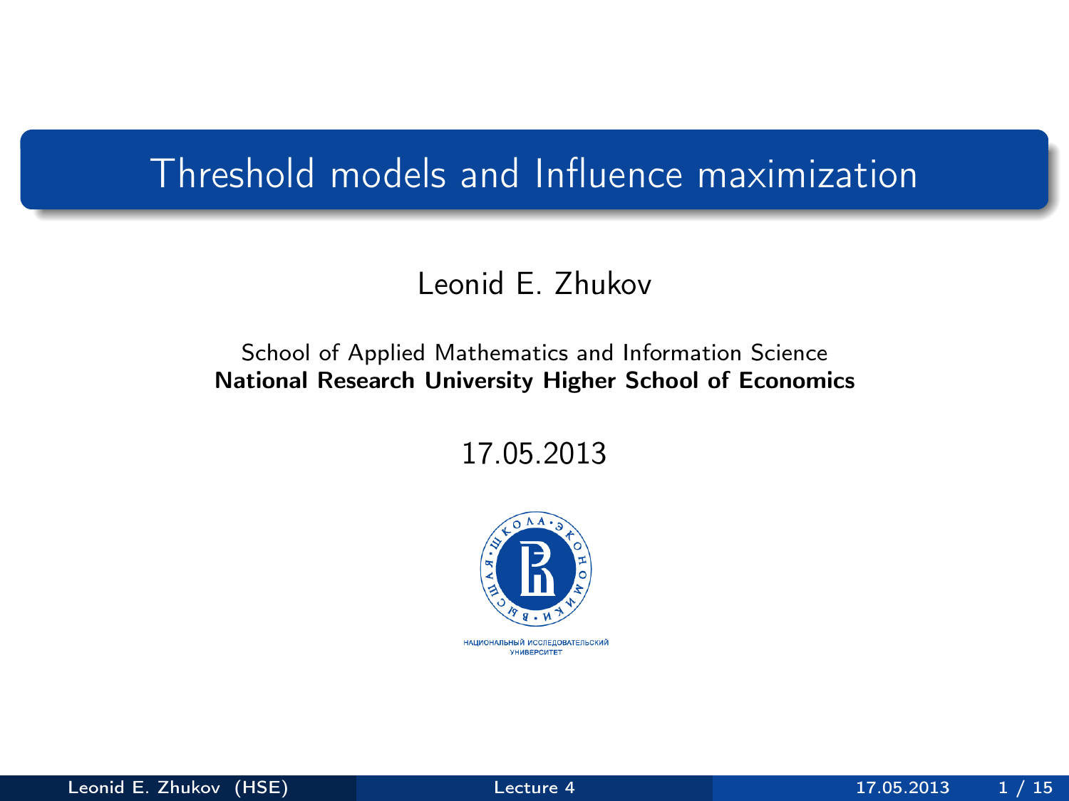# Threshold models and Influence maximization

Leonid E. Zhukov

School of Applied Mathematics and Information Science
**National Research University Higher School of Economics**

17.05.2013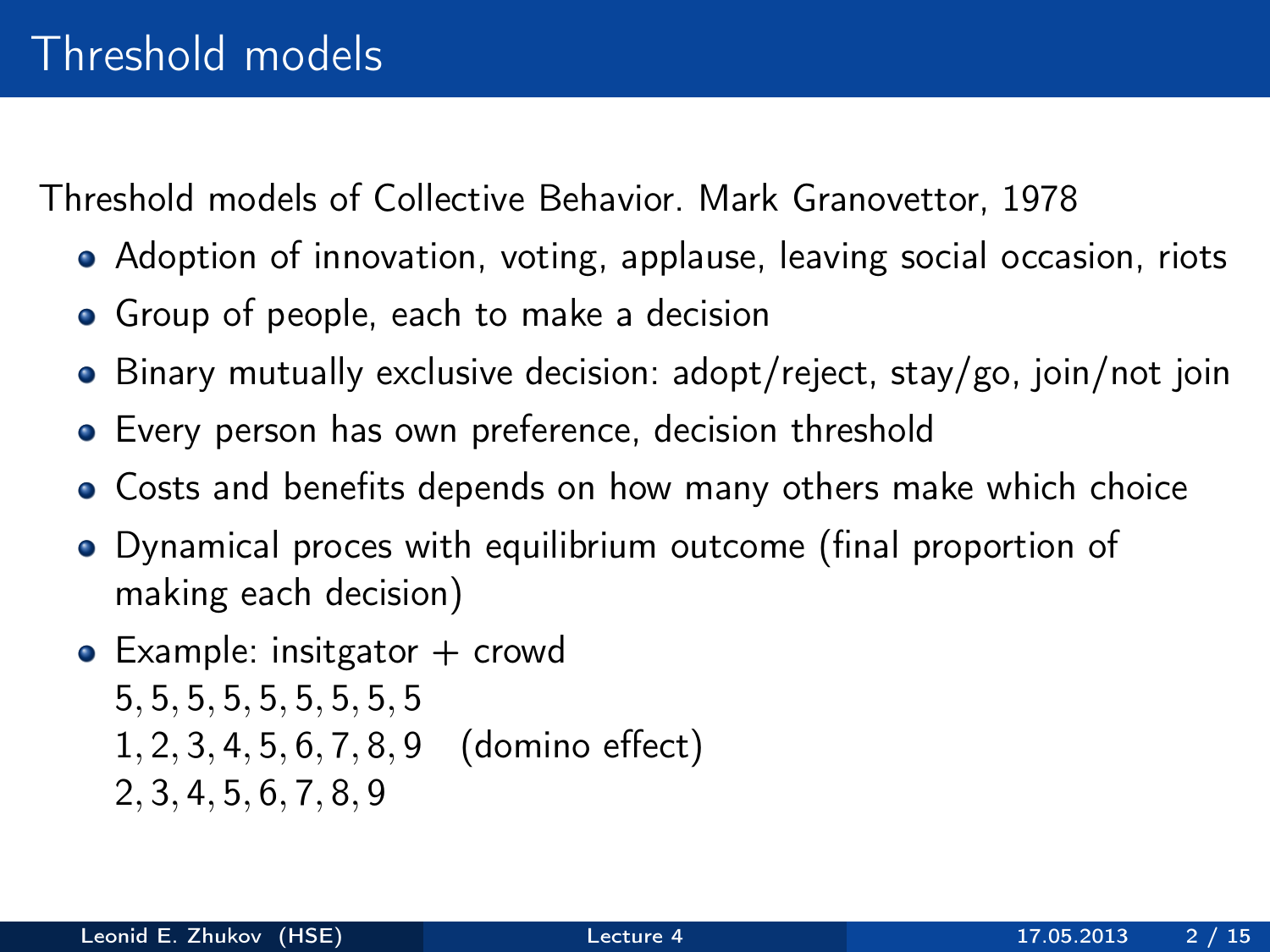# Threshold models

Threshold models of Collective Behavior. Mark Granovettor, 1978

- Adoption of innovation, voting, applause, leaving social occasion, riots
- Group of people, each to make a decision
- Binary mutually exclusive decision: adopt/reject, stay/go, join/not join
- Every person has own preference, decision threshold
- Costs and benefits depends on how many others make which choice
- Dynamical proces with equilibrium outcome (final proportion of making each decision)
- Example: insitgator + crowd
  $5, 5, 5, 5, 5, 5, 5, 5, 5$
  $1, 2, 3, 4, 5, 6, 7, 8, 9$ (domino effect)
  $2, 3, 4, 5, 6, 7, 8, 9$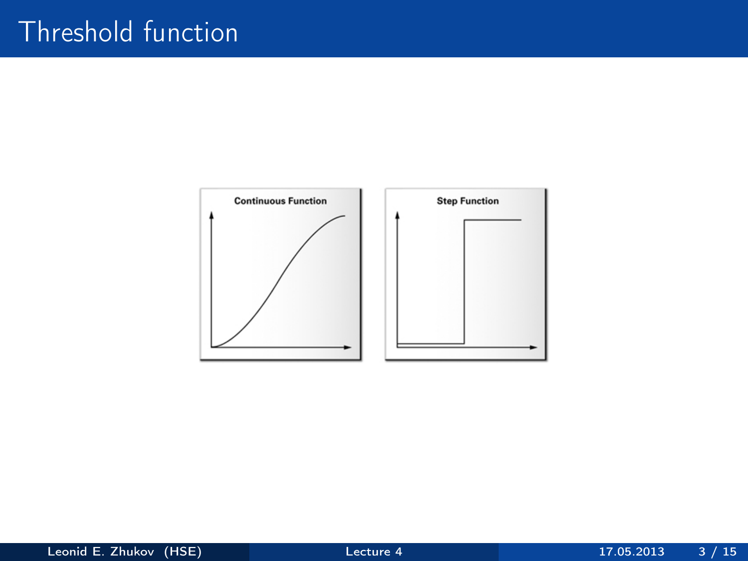# Threshold function

Continuous Function

Step Function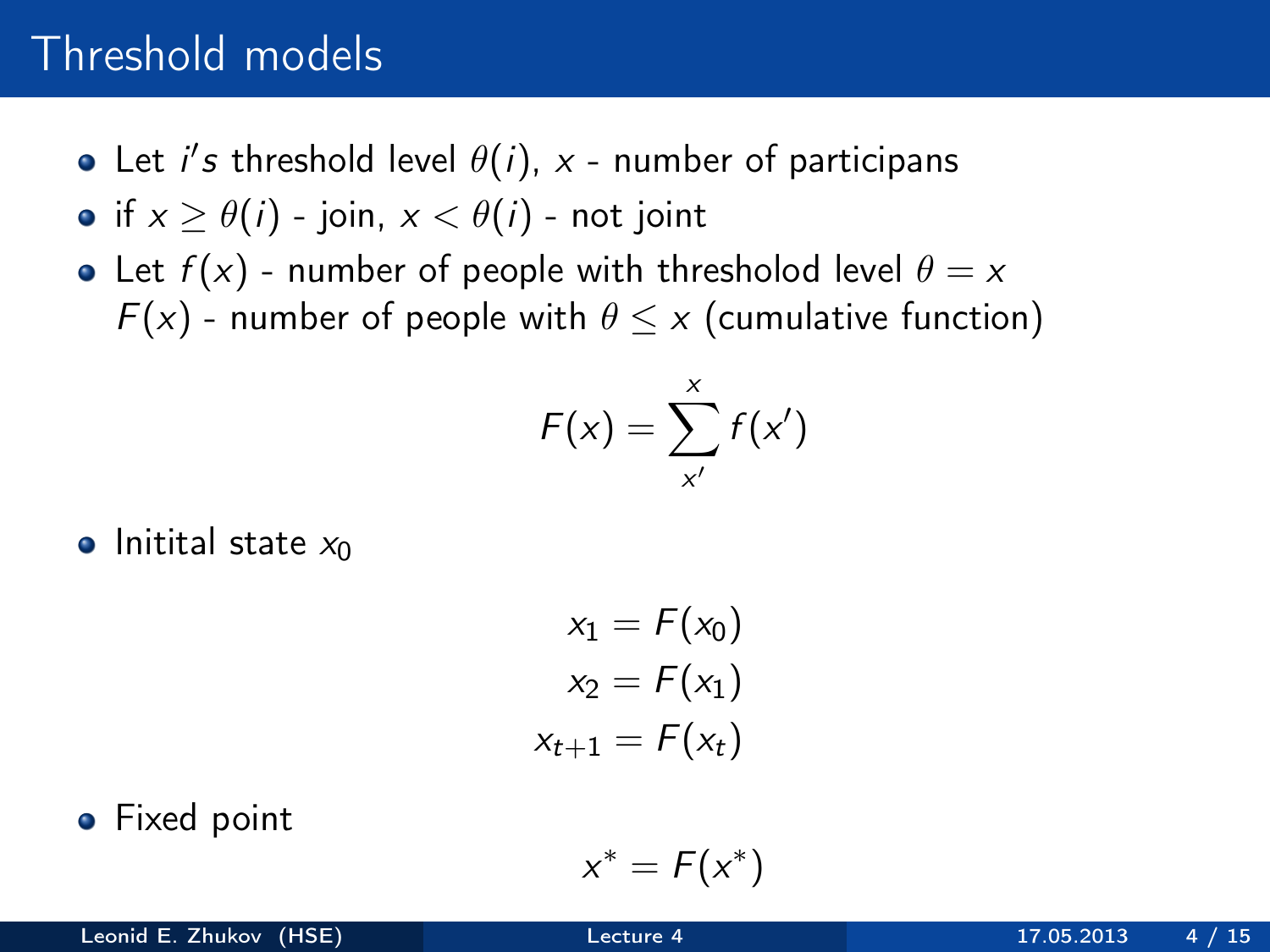# Threshold models

- Let $i's$ threshold level $\theta(i)$, $x$ - number of participans
- if $x \geq \theta(i)$ - join, $x < \theta(i)$ - not joint
- Let $f(x)$ - number of people with thresholod level $\theta = x$
  $F(x)$ - number of people with $\theta \leq x$ (cumulative function)

$$F(x) = \sum_{x'}^{x} f(x')$$

- Initital state $x_0$

$$x_1 = F(x_0)$$
$$x_2 = F(x_1)$$
$$x_{t+1} = F(x_t)$$

- Fixed point

$$x^* = F(x^*)$$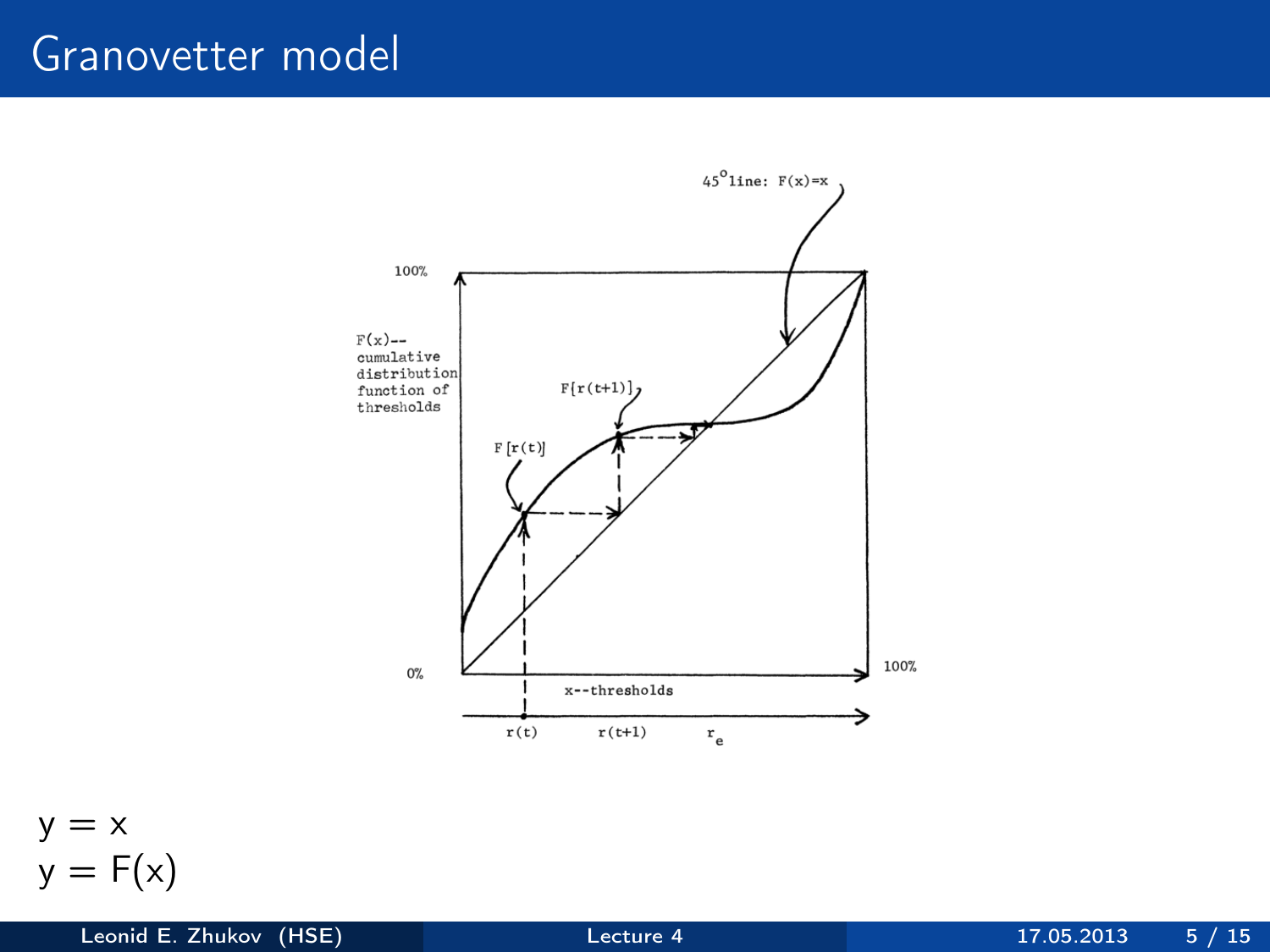# Granovetter model

$$y = x$$
$$y = F(x)$$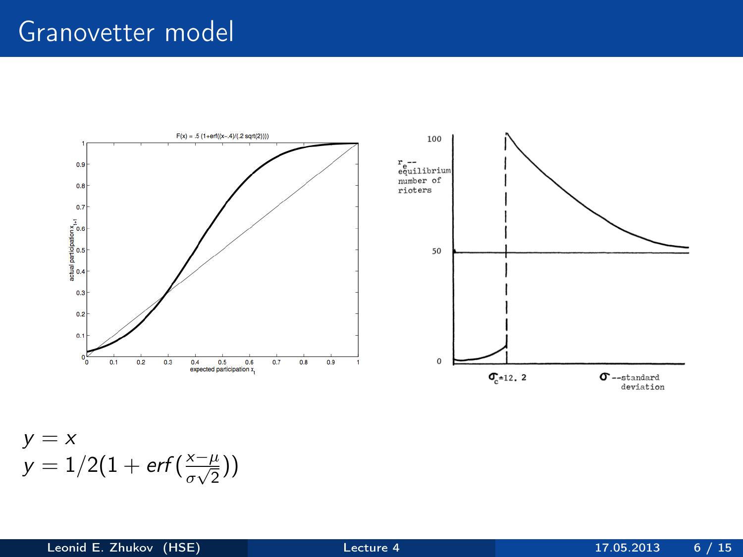# Granovetter model

$y = x$

$y = 1/2(1 + erf(\frac{x-\mu}{\sigma\sqrt{2}}))$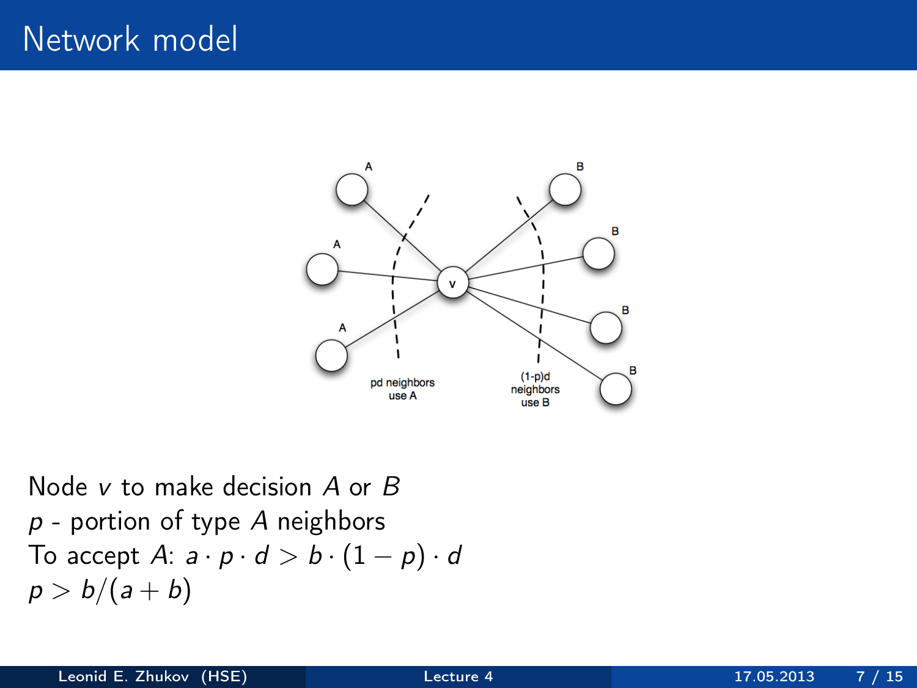# Network model

Node $v$ to make decision $A$ or $B$
$p$ - portion of type $A$ neighbors
To accept $A$: $a \cdot p \cdot d > b \cdot (1 - p) \cdot d$
$p > b/(a + b)$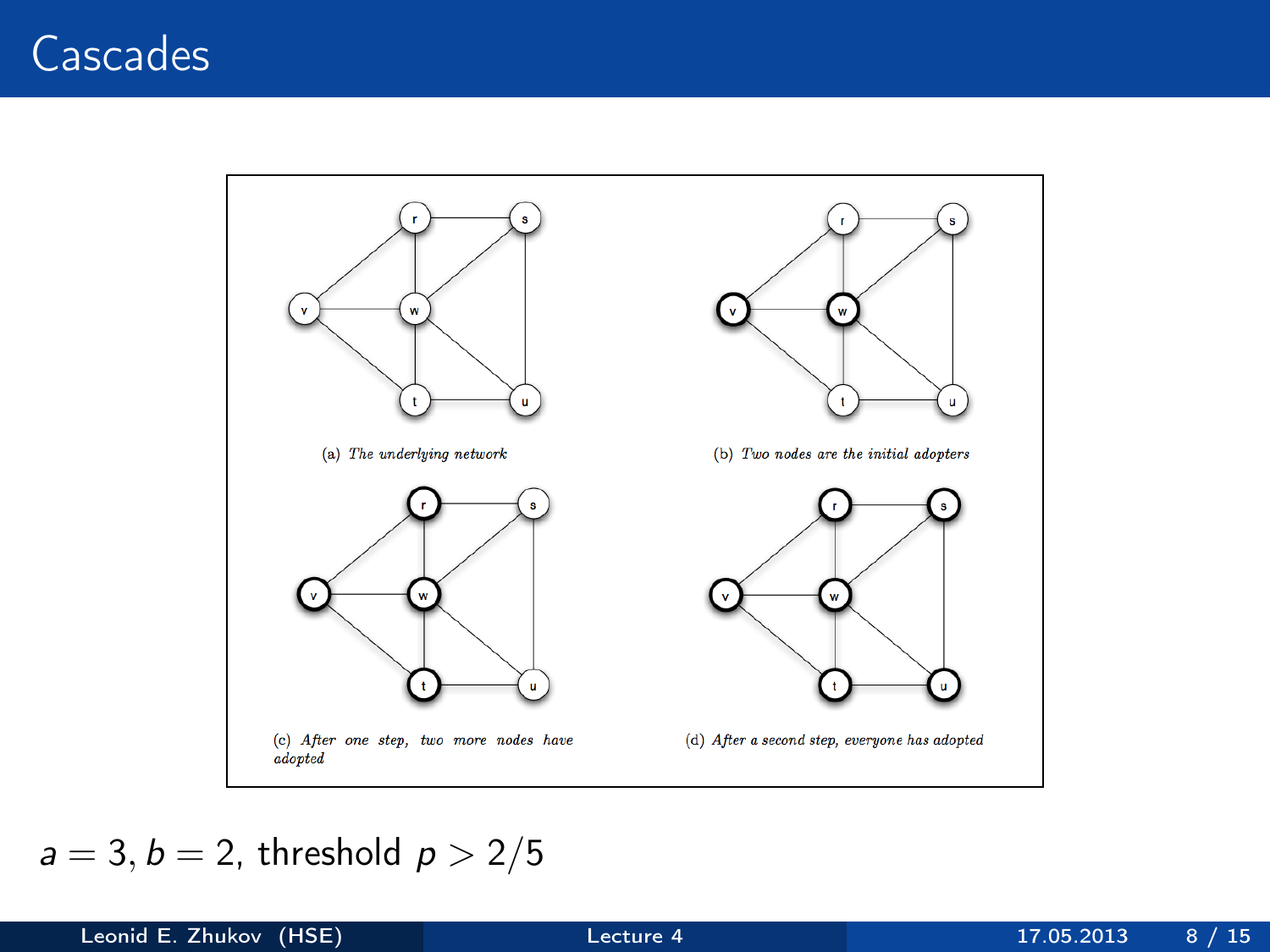# Cascades

(a) *The underlying network*

(b) *Two nodes are the initial adopters*

(c) *After one step, two more nodes have adopted*

(d) *After a second step, everyone has adopted*

$a = 3, b = 2$, threshold $p > 2/5$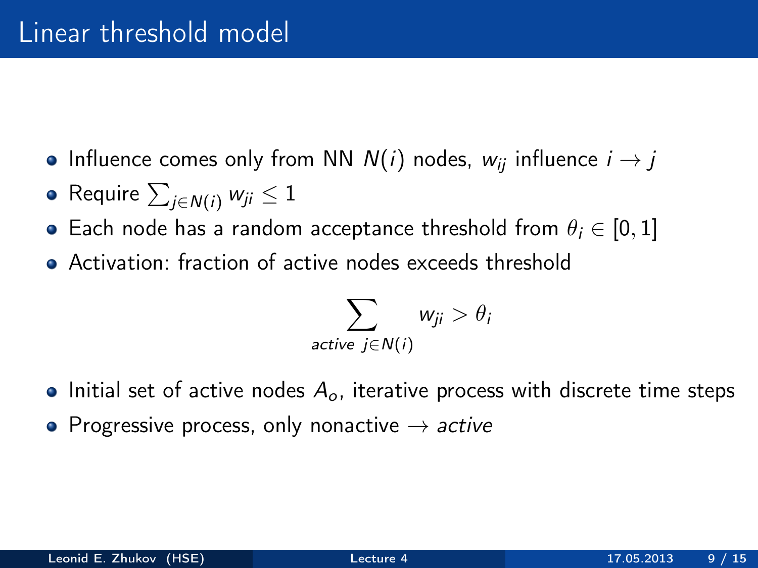# Linear threshold model

- Influence comes only from NN $N(i)$ nodes, $w_{ij}$ influence $i \to j$
- Require $\sum_{j \in N(i)} w_{ji} \leq 1$
- Each node has a random acceptance threshold from $\theta_i \in [0, 1]$
- Activation: fraction of active nodes exceeds threshold

$$\sum_{active \ j \in N(i)} w_{ji} > \theta_i$$

- Initial set of active nodes $A_o$, iterative process with discrete time steps
- Progressive process, only nonactive $\to$ *active*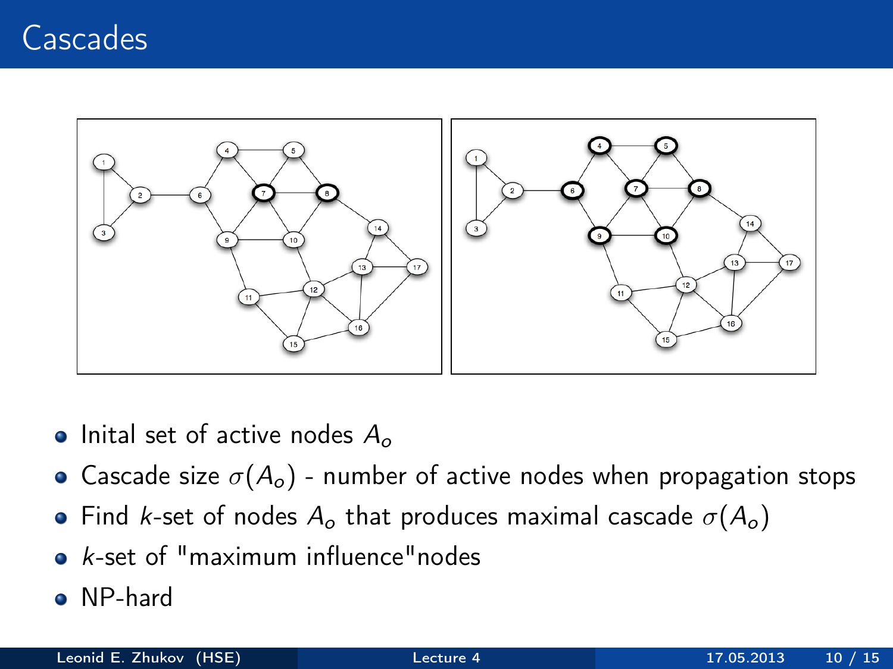# Cascades

- Inital set of active nodes $A_o$
- Cascade size $\sigma(A_o)$ - number of active nodes when propagation stops
- Find $k$-set of nodes $A_o$ that produces maximal cascade $\sigma(A_o)$
- $k$-set of "maximum influence"nodes
- NP-hard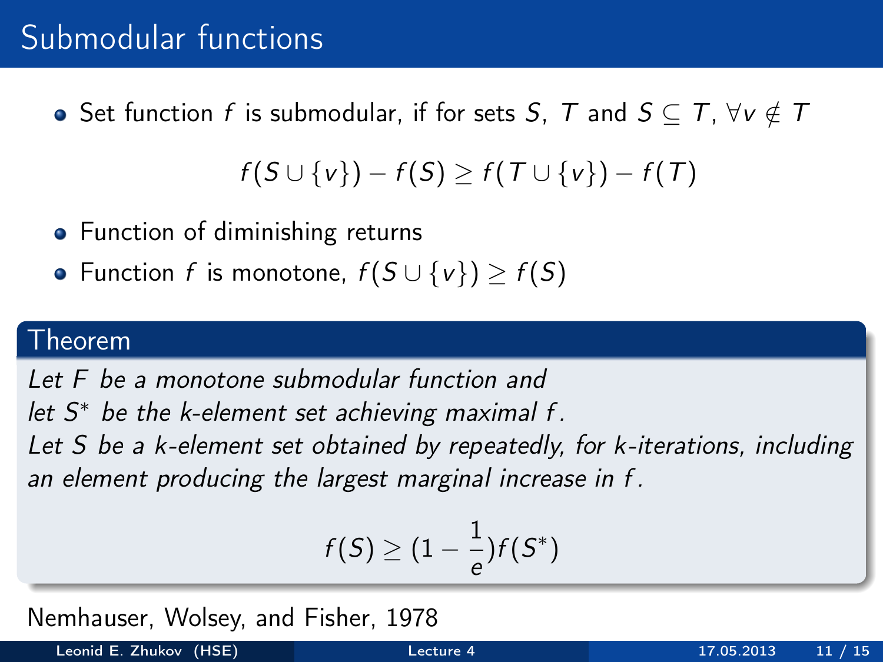# Submodular functions

- Set function $f$ is submodular, if for sets $S$, $T$ and $S \subseteq T$, $\forall v \notin T$

$$f(S \cup \{v\}) - f(S) \geq f(T \cup \{v\}) - f(T)$$

- Function of diminishing returns
- Function $f$ is monotone, $f(S \cup \{v\}) \geq f(S)$

**Theorem**

*Let $F$ be a monotone submodular function and let $S^*$ be the k-element set achieving maximal $f$. Let $S$ be a k-element set obtained by repeatedly, for k-iterations, including an element producing the largest marginal increase in $f$.*

$$f(S) \geq (1 - \frac{1}{e}) f(S^*)$$

Nemhauser, Wolsey, and Fisher, 1978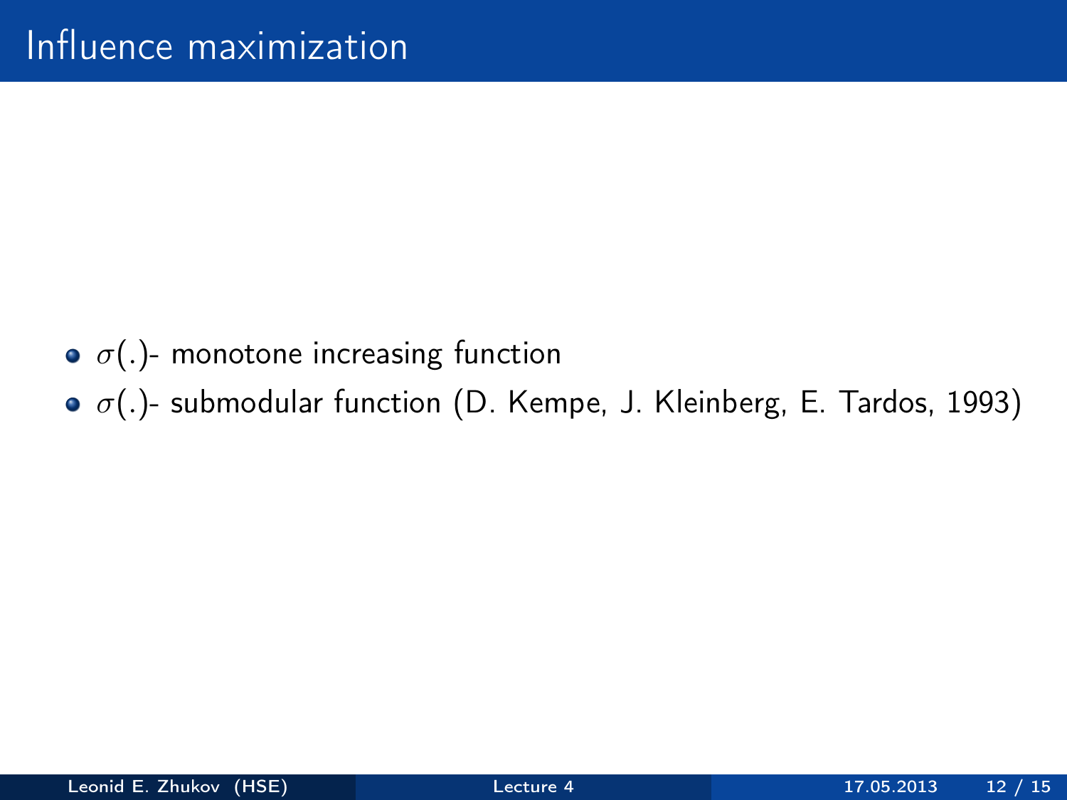# Influence maximization

- $\sigma(.)$- monotone increasing function
- $\sigma(.)$- submodular function (D. Kempe, J. Kleinberg, E. Tardos, 1993)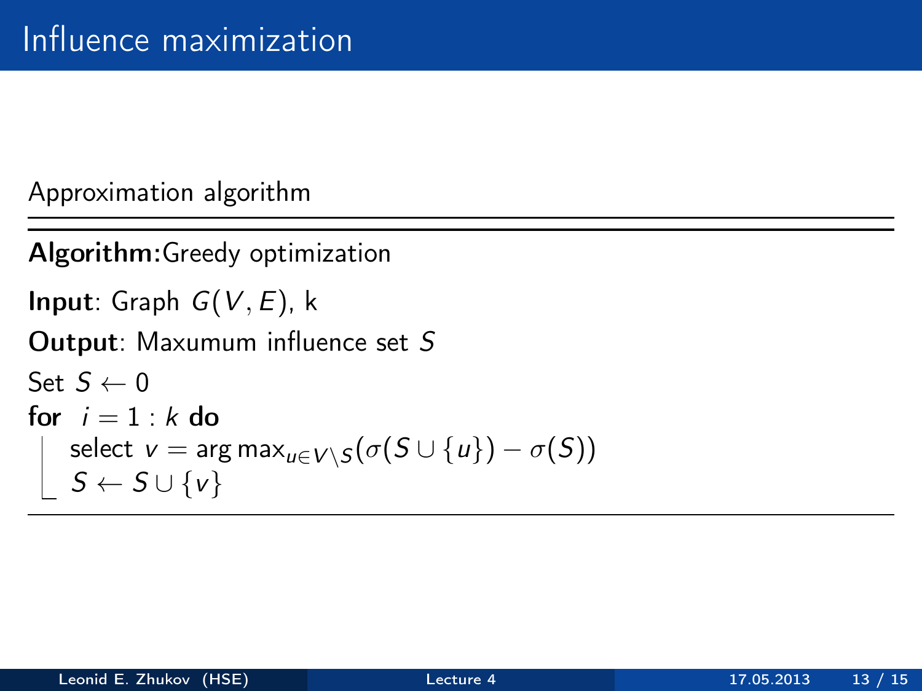# Influence maximization

Approximation algorithm

---

**Algorithm:** Greedy optimization

**Input**: Graph $G(V, E)$, k

**Output**: Maxumum influence set $S$

Set $S \leftarrow 0$

**for** $i = 1 : k$ **do**

  select $v = \arg\max_{u \in V \setminus S}(\sigma(S \cup \{u\}) - \sigma(S))$

  $S \leftarrow S \cup \{v\}$

---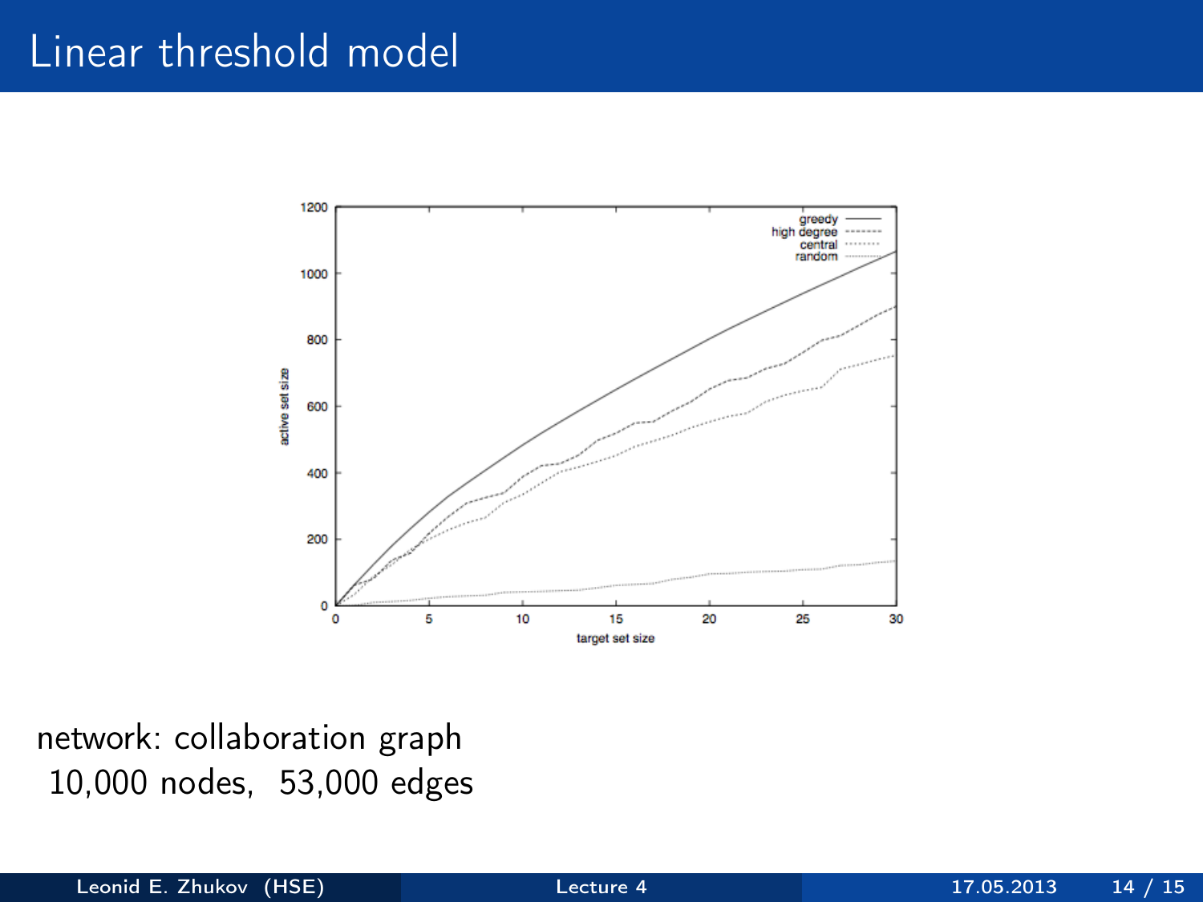# Linear threshold model

network: collaboration graph
10,000 nodes, 53,000 edges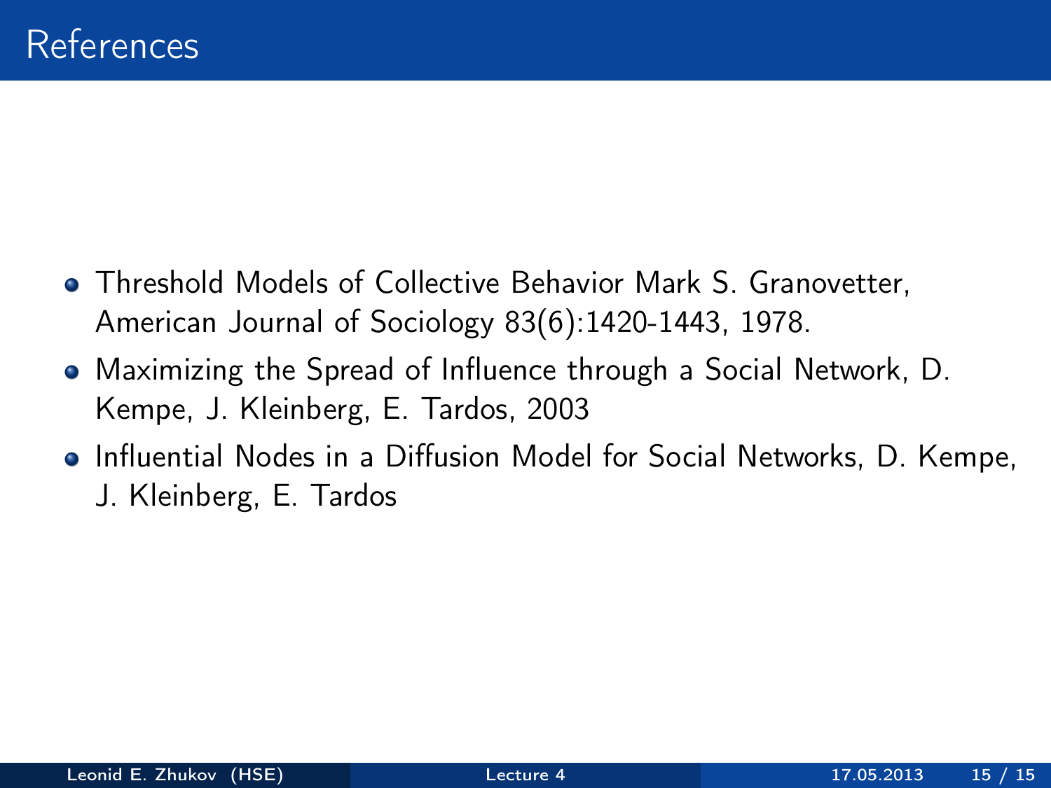# References

- Threshold Models of Collective Behavior Mark S. Granovetter, American Journal of Sociology 83(6):1420-1443, 1978.
- Maximizing the Spread of Influence through a Social Network, D. Kempe, J. Kleinberg, E. Tardos, 2003
- Influential Nodes in a Diffusion Model for Social Networks, D. Kempe, J. Kleinberg, E. Tardos